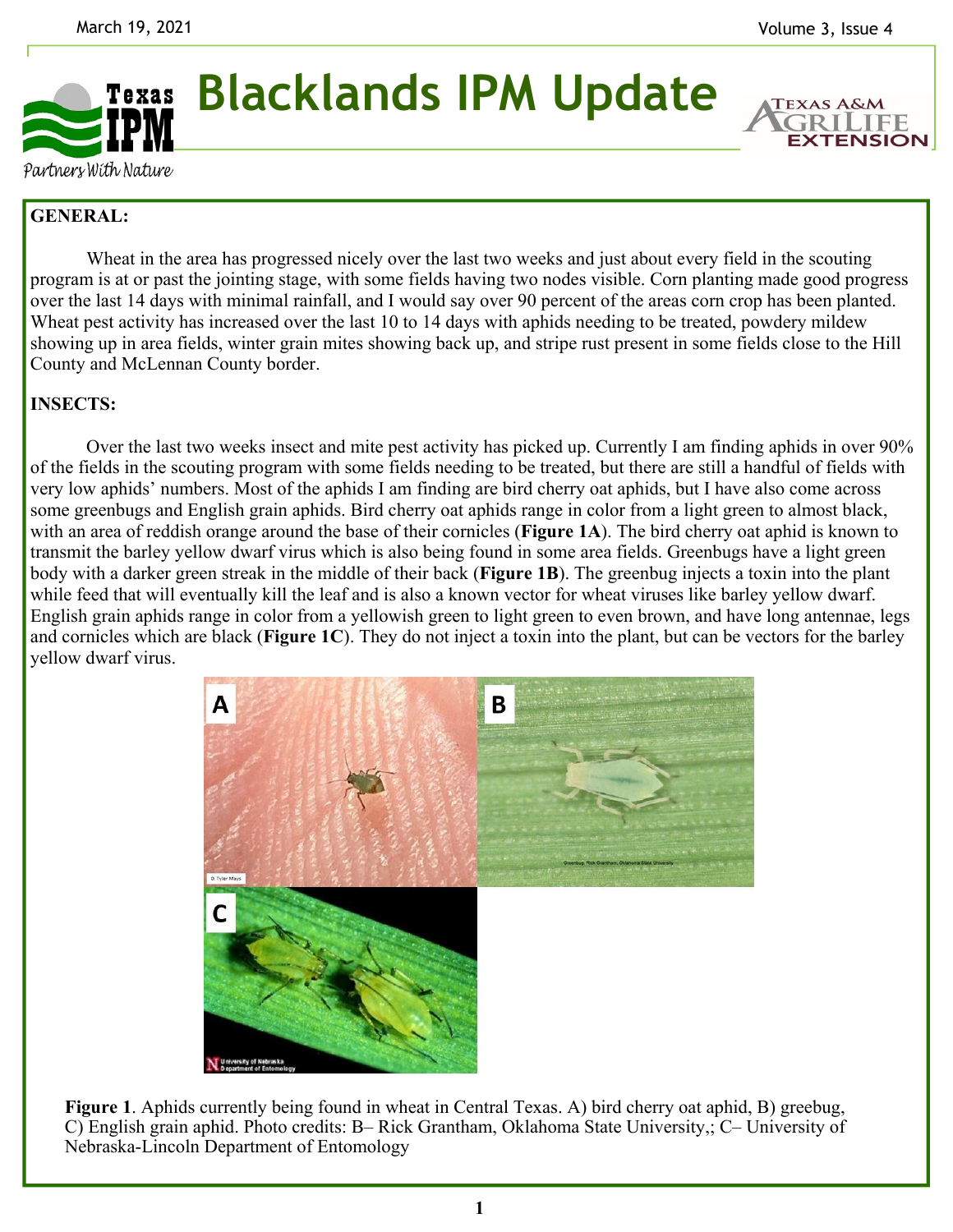# Blacklands IPM Update

## GENERAL:

Wheat in the area has progressed nicely over the last two weeks and just about every field in the scouting program is at or past the jointing stage, with some fields having two nodes visible. Corn planting made good progress over the last 14 days with minimal rainfall, and I would say over 90 percent of the areas corn crop has been planted. Wheat pest activity has increased over the last 10 to 14 days with aphids needing to be treated, powdery mildew showing up in area fields, winter grain mites showing back up, and stripe rust present in some fields close to the Hill County and McLennan County border.

## INSECTS:

Over the last two weeks insect and mite pest activity has picked up. Currently I am finding aphids in over 90% of the fields in the scouting program with some fields needing to be treated, but there are still a handful of fields with very low aphids' numbers. Most of the aphids I am finding are bird cherry oat aphids, but I have also come across some greenbugs and English grain aphids. Bird cherry oat aphids range in color from a light green to almost black, with an area of reddish orange around the base of their cornicles (**Figure 1A**). The bird cherry oat aphid is known to transmit the barley yellow dwarf virus which is also being found in some area fields. Greenbugs have a light green body with a darker green streak in the middle of their back (**Figure 1B**). The greenbug injects a toxin into the plant while feed that will eventually kill the leaf and is also a known vector for wheat viruses like barley yellow dwarf. English grain aphids range in color from a yellowish green to light green to even brown, and have long antennae, legs and cornicles which are black (**Figure 1C**). They do not inject a toxin into the plant, but can be vectors for the barley yellow dwarf virus.

**Figure 1**. Aphids currently being found in wheat in Central Texas. A) bird cherry oat aphid, B) greebug, C) English grain aphid. Photo credits: B– Rick Grantham, Oklahoma State University,; C– University of Nebraska-Lincoln Department of Entomology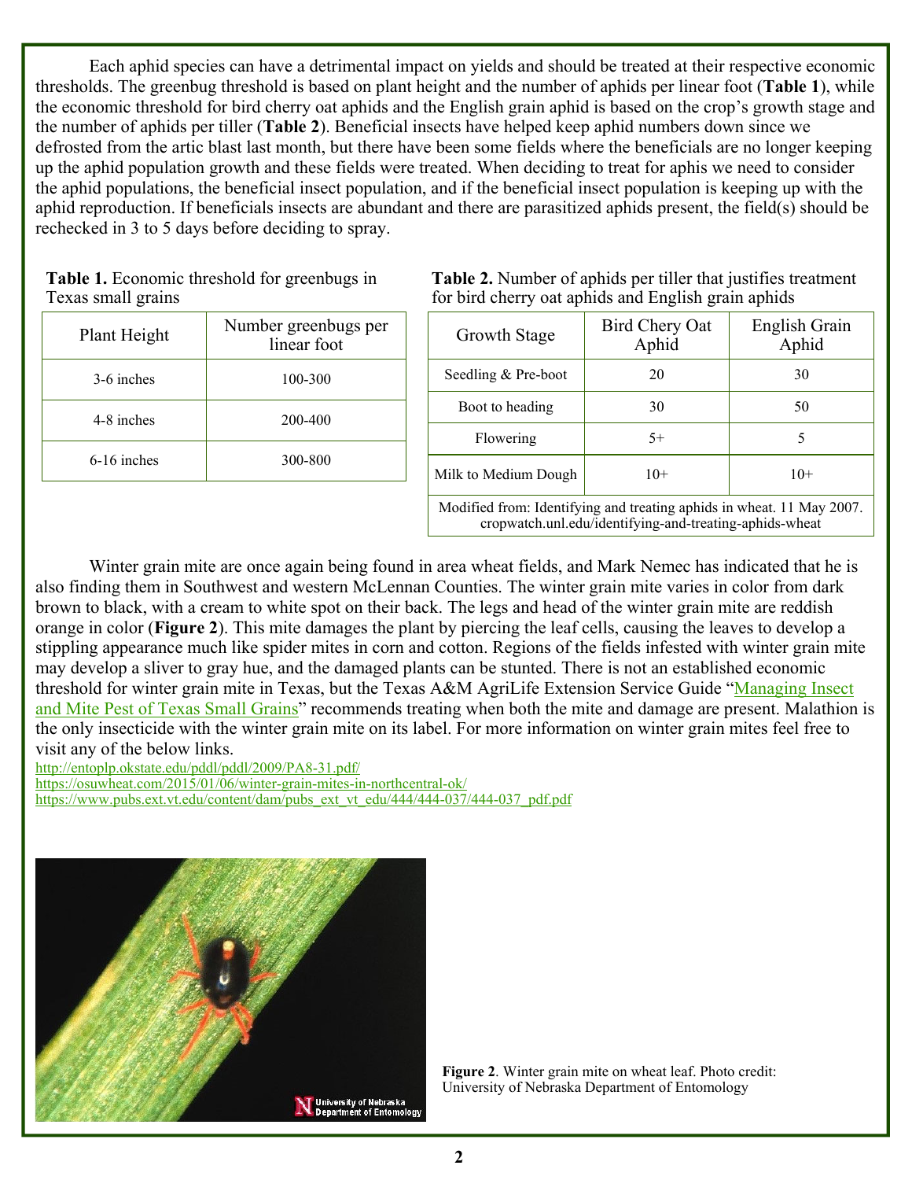Each aphid species can have a detrimental impact on yields and should be treated at their respective economic thresholds. The greenbug threshold is based on plant height and the number of aphids per linear foot (**Table 1**), while the economic threshold for bird cherry oat aphids and the English grain aphid is based on the crop's growth stage and the number of aphids per tiller (**Table 2**). Beneficial insects have helped keep aphid numbers down since we defrosted from the artic blast last month, but there have been some fields where the beneficials are no longer keeping up the aphid population growth and these fields were treated. When deciding to treat for aphis we need to consider the aphid populations, the beneficial insect population, and if the beneficial insect population is keeping up with the aphid reproduction. If beneficials insects are abundant and there are parasitized aphids present, the field(s) should be rechecked in 3 to 5 days before deciding to spray.

**Table 1.** Economic threshold for greenbugs in Texas small grains

| Plant Height | Number greenbugs per linear foot |
|---|---|
| 3-6 inches | 100-300 |
| 4-8 inches | 200-400 |
| 6-16 inches | 300-800 |

**Table 2.** Number of aphids per tiller that justifies treatment for bird cherry oat aphids and English grain aphids

| Growth Stage | Bird Chery Oat Aphid | English Grain Aphid |
|---|---|---|
| Seedling & Pre-boot | 20 | 30 |
| Boot to heading | 30 | 50 |
| Flowering | 5+ | 5 |
| Milk to Medium Dough | 10+ | 10+ |

Modified from: Identifying and treating aphids in wheat. 11 May 2007. cropwatch.unl.edu/identifying-and-treating-aphids-wheat

Winter grain mite are once again being found in area wheat fields, and Mark Nemec has indicated that he is also finding them in Southwest and western McLennan Counties. The winter grain mite varies in color from dark brown to black, with a cream to white spot on their back. The legs and head of the winter grain mite are reddish orange in color (**Figure 2**). This mite damages the plant by piercing the leaf cells, causing the leaves to develop a stippling appearance much like spider mites in corn and cotton. Regions of the fields infested with winter grain mite may develop a sliver to gray hue, and the damaged plants can be stunted. There is not an established economic threshold for winter grain mite in Texas, but the Texas A&M AgriLife Extension Service Guide "Managing Insect and Mite Pest of Texas Small Grains" recommends treating when both the mite and damage are present. Malathion is the only insecticide with the winter grain mite on its label. For more information on winter grain mites feel free to visit any of the below links.

http://entoplp.okstate.edu/pddl/pddl/2009/PA8-31.pdf/
https://osuwheat.com/2015/01/06/winter-grain-mites-in-northcentral-ok/
https://www.pubs.ext.vt.edu/content/dam/pubs_ext_vt_edu/444/444-037/444-037_pdf.pdf

**Figure 2**. Winter grain mite on wheat leaf. Photo credit: University of Nebraska Department of Entomology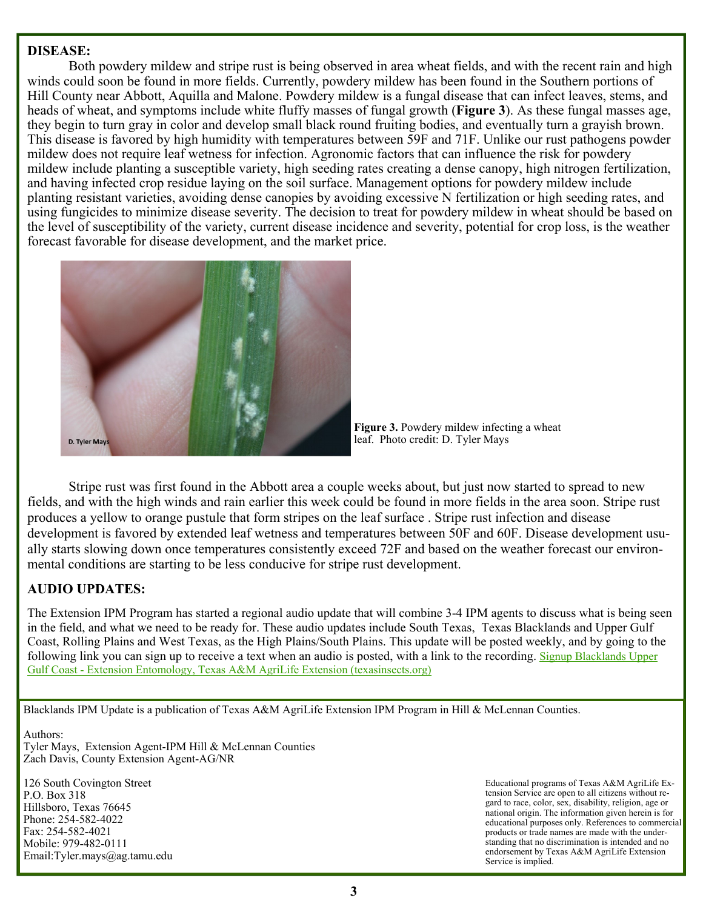**DISEASE:**

Both powdery mildew and stripe rust is being observed in area wheat fields, and with the recent rain and high winds could soon be found in more fields. Currently, powdery mildew has been found in the Southern portions of Hill County near Abbott, Aquilla and Malone. Powdery mildew is a fungal disease that can infect leaves, stems, and heads of wheat, and symptoms include white fluffy masses of fungal growth (**Figure 3**). As these fungal masses age, they begin to turn gray in color and develop small black round fruiting bodies, and eventually turn a grayish brown. This disease is favored by high humidity with temperatures between 59F and 71F. Unlike our rust pathogens powder mildew does not require leaf wetness for infection. Agronomic factors that can influence the risk for powdery mildew include planting a susceptible variety, high seeding rates creating a dense canopy, high nitrogen fertilization, and having infected crop residue laying on the soil surface. Management options for powdery mildew include planting resistant varieties, avoiding dense canopies by avoiding excessive N fertilization or high seeding rates, and using fungicides to minimize disease severity. The decision to treat for powdery mildew in wheat should be based on the level of susceptibility of the variety, current disease incidence and severity, potential for crop loss, is the weather forecast favorable for disease development, and the market price.

**Figure 3.** Powdery mildew infecting a wheat leaf. Photo credit: D. Tyler Mays

Stripe rust was first found in the Abbott area a couple weeks about, but just now started to spread to new fields, and with the high winds and rain earlier this week could be found in more fields in the area soon. Stripe rust produces a yellow to orange pustule that form stripes on the leaf surface . Stripe rust infection and disease development is favored by extended leaf wetness and temperatures between 50F and 60F. Disease development usually starts slowing down once temperatures consistently exceed 72F and based on the weather forecast our environmental conditions are starting to be less conducive for stripe rust development.

**AUDIO UPDATES:**

The Extension IPM Program has started a regional audio update that will combine 3-4 IPM agents to discuss what is being seen in the field, and what we need to be ready for. These audio updates include South Texas, Texas Blacklands and Upper Gulf Coast, Rolling Plains and West Texas, as the High Plains/South Plains. This update will be posted weekly, and by going to the following link you can sign up to receive a text when an audio is posted, with a link to the recording. Signup Blacklands Upper Gulf Coast - Extension Entomology, Texas A&M AgriLife Extension (texasinsects.org)

Blacklands IPM Update is a publication of Texas A&M AgriLife Extension IPM Program in Hill & McLennan Counties.

Authors:
Tyler Mays, Extension Agent-IPM Hill & McLennan Counties
Zach Davis, County Extension Agent-AG/NR

126 South Covington Street
P.O. Box 318
Hillsboro, Texas 76645
Phone: 254-582-4022
Fax: 254-582-4021
Mobile: 979-482-0111
Email:Tyler.mays@ag.tamu.edu

Educational programs of Texas A&M AgriLife Extension Service are open to all citizens without regard to race, color, sex, disability, religion, age or national origin. The information given herein is for educational purposes only. References to commercial products or trade names are made with the understanding that no discrimination is intended and no endorsement by Texas A&M AgriLife Extension Service is implied.